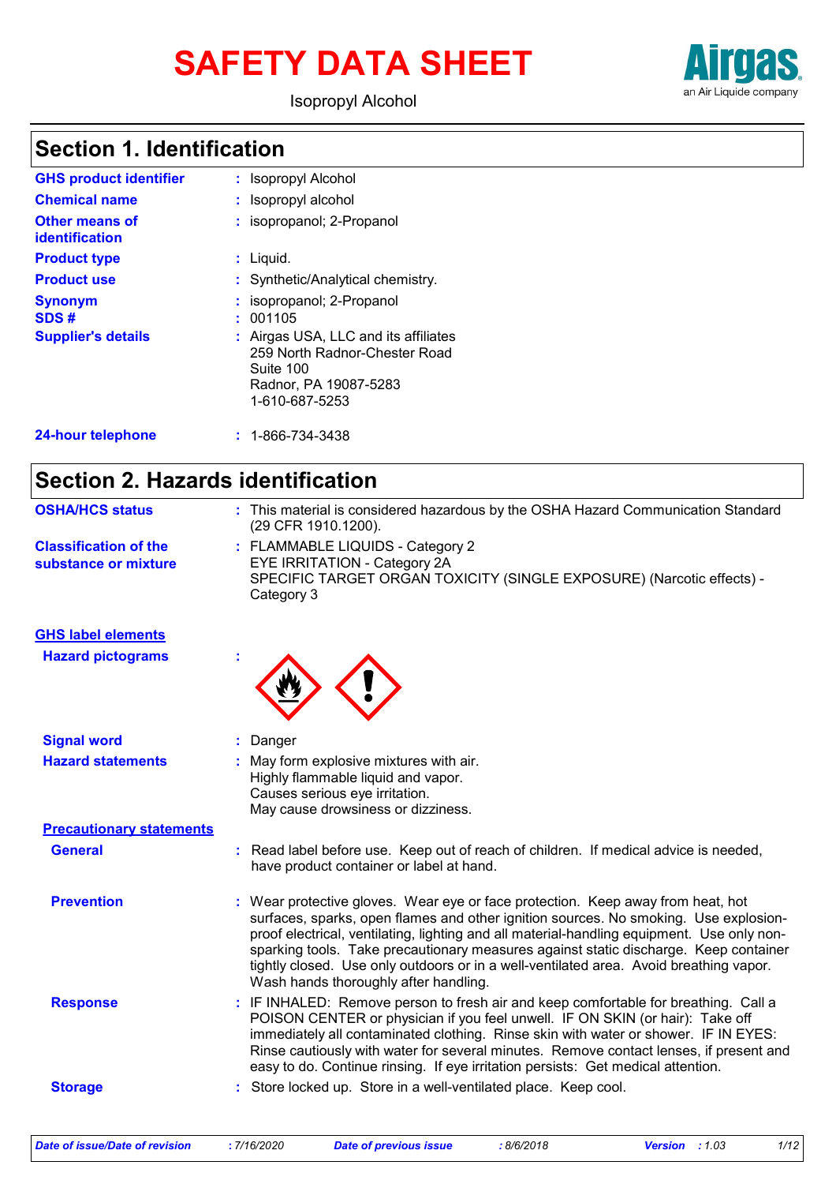# SAFETY DATA SHEET

Isopropyl Alcohol

## Section 1. Identification

| | | |
|---|---|---|
| **GHS product identifier** | : | Isopropyl Alcohol |
| **Chemical name** | : | Isopropyl alcohol |
| **Other means of identification** | : | isopropanol; 2-Propanol |
| **Product type** | : | Liquid. |
| **Product use** | : | Synthetic/Analytical chemistry. |
| **Synonym** | : | isopropanol; 2-Propanol |
| **SDS #** | : | 001105 |
| **Supplier's details** | : | Airgas USA, LLC and its affiliates<br>259 North Radnor-Chester Road<br>Suite 100<br>Radnor, PA 19087-5283<br>1-610-687-5253 |
| **24-hour telephone** | : | 1-866-734-3438 |

## Section 2. Hazards identification

| | | |
|---|---|---|
| **OSHA/HCS status** | : | This material is considered hazardous by the OSHA Hazard Communication Standard (29 CFR 1910.1200). |
| **Classification of the substance or mixture** | : | FLAMMABLE LIQUIDS - Category 2<br>EYE IRRITATION - Category 2A<br>SPECIFIC TARGET ORGAN TOXICITY (SINGLE EXPOSURE) (Narcotic effects) - Category 3 |

**GHS label elements**

| | | |
|---|---|---|
| **Hazard pictograms** | : | |
| **Signal word** | : | Danger |
| **Hazard statements** | : | May form explosive mixtures with air.<br>Highly flammable liquid and vapor.<br>Causes serious eye irritation.<br>May cause drowsiness or dizziness. |

**Precautionary statements**

| | | |
|---|---|---|
| **General** | : | Read label before use. Keep out of reach of children. If medical advice is needed, have product container or label at hand. |
| **Prevention** | : | Wear protective gloves. Wear eye or face protection. Keep away from heat, hot surfaces, sparks, open flames and other ignition sources. No smoking. Use explosion-proof electrical, ventilating, lighting and all material-handling equipment. Use only non-sparking tools. Take precautionary measures against static discharge. Keep container tightly closed. Use only outdoors or in a well-ventilated area. Avoid breathing vapor. Wash hands thoroughly after handling. |
| **Response** | : | IF INHALED: Remove person to fresh air and keep comfortable for breathing. Call a POISON CENTER or physician if you feel unwell. IF ON SKIN (or hair): Take off immediately all contaminated clothing. Rinse skin with water or shower. IF IN EYES: Rinse cautiously with water for several minutes. Remove contact lenses, if present and easy to do. Continue rinsing. If eye irritation persists: Get medical attention. |
| **Storage** | : | Store locked up. Store in a well-ventilated place. Keep cool. |

| Date of issue/Date of revision | : 7/16/2020 | Date of previous issue | : 8/6/2018 | Version | : 1.03 |
|---|---|---|---|---|---|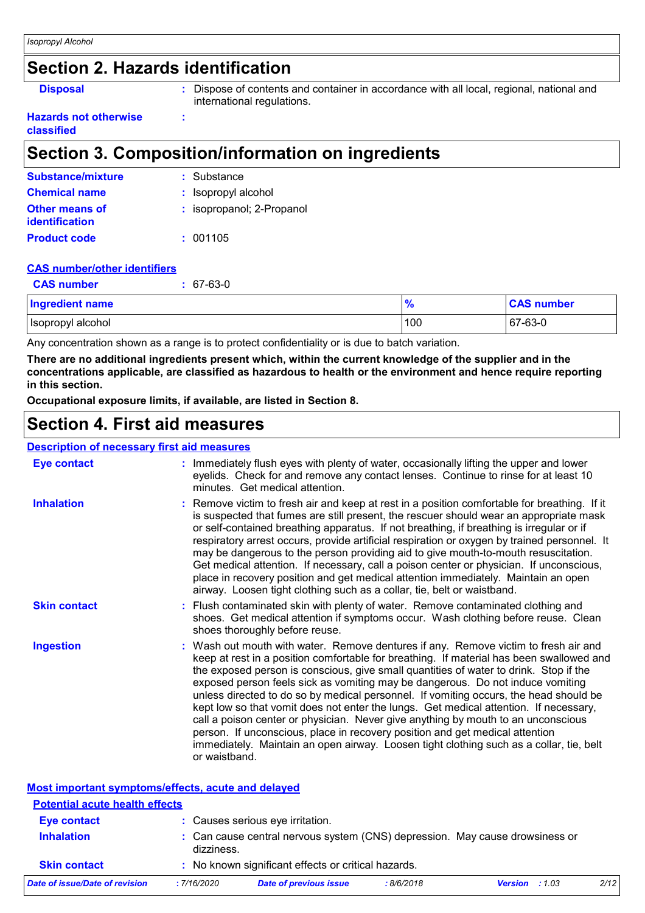## Section 2. Hazards identification

**Disposal** : Dispose of contents and container in accordance with all local, regional, national and international regulations.

**Hazards not otherwise classified** :

## Section 3. Composition/information on ingredients

**Substance/mixture** : Substance

**Chemical name** : Isopropyl alcohol

**Other means of identification** : isopropanol; 2-Propanol

**Product code** : 001105

### CAS number/other identifiers

**CAS number** : 67-63-0

| Ingredient name | % | CAS number |
|---|---|---|
| Isopropyl alcohol | 100 | 67-63-0 |

Any concentration shown as a range is to protect confidentiality or is due to batch variation.

**There are no additional ingredients present which, within the current knowledge of the supplier and in the concentrations applicable, are classified as hazardous to health or the environment and hence require reporting in this section.**

**Occupational exposure limits, if available, are listed in Section 8.**

## Section 4. First aid measures

### Description of necessary first aid measures

**Eye contact** : Immediately flush eyes with plenty of water, occasionally lifting the upper and lower eyelids. Check for and remove any contact lenses. Continue to rinse for at least 10 minutes. Get medical attention.

**Inhalation** : Remove victim to fresh air and keep at rest in a position comfortable for breathing. If it is suspected that fumes are still present, the rescuer should wear an appropriate mask or self-contained breathing apparatus. If not breathing, if breathing is irregular or if respiratory arrest occurs, provide artificial respiration or oxygen by trained personnel. It may be dangerous to the person providing aid to give mouth-to-mouth resuscitation. Get medical attention. If necessary, call a poison center or physician. If unconscious, place in recovery position and get medical attention immediately. Maintain an open airway. Loosen tight clothing such as a collar, tie, belt or waistband.

**Skin contact** : Flush contaminated skin with plenty of water. Remove contaminated clothing and shoes. Get medical attention if symptoms occur. Wash clothing before reuse. Clean shoes thoroughly before reuse.

**Ingestion** : Wash out mouth with water. Remove dentures if any. Remove victim to fresh air and keep at rest in a position comfortable for breathing. If material has been swallowed and the exposed person is conscious, give small quantities of water to drink. Stop if the exposed person feels sick as vomiting may be dangerous. Do not induce vomiting unless directed to do so by medical personnel. If vomiting occurs, the head should be kept low so that vomit does not enter the lungs. Get medical attention. If necessary, call a poison center or physician. Never give anything by mouth to an unconscious person. If unconscious, place in recovery position and get medical attention immediately. Maintain an open airway. Loosen tight clothing such as a collar, tie, belt or waistband.

### Most important symptoms/effects, acute and delayed

#### Potential acute health effects

**Eye contact** : Causes serious eye irritation.

**Inhalation** : Can cause central nervous system (CNS) depression. May cause drowsiness or dizziness.

**Skin contact** : No known significant effects or critical hazards.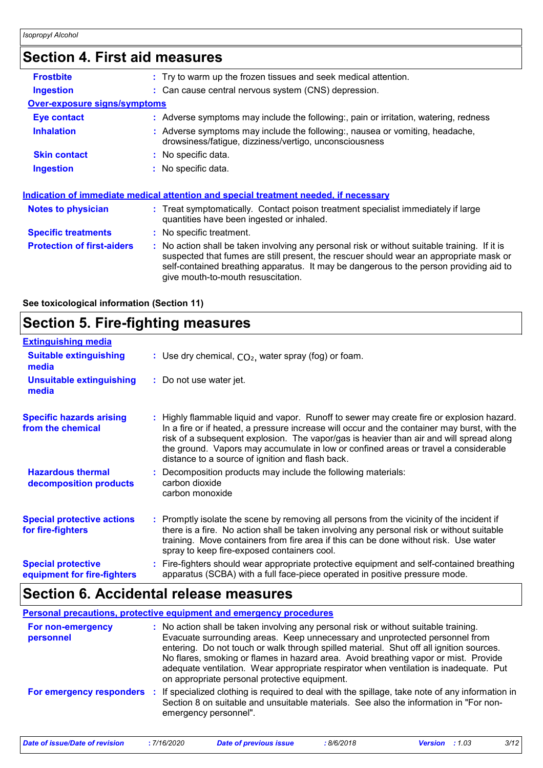## Section 4. First aid measures

| | |
|---|---|
| **Frostbite** | : Try to warm up the frozen tissues and seek medical attention. |
| **Ingestion** | : Can cause central nervous system (CNS) depression. |

**Over-exposure signs/symptoms**

| | |
|---|---|
| **Eye contact** | : Adverse symptoms may include the following:, pain or irritation, watering, redness |
| **Inhalation** | : Adverse symptoms may include the following:, nausea or vomiting, headache, drowsiness/fatigue, dizziness/vertigo, unconsciousness |
| **Skin contact** | : No specific data. |
| **Ingestion** | : No specific data. |

**Indication of immediate medical attention and special treatment needed, if necessary**

| | |
|---|---|
| **Notes to physician** | : Treat symptomatically. Contact poison treatment specialist immediately if large quantities have been ingested or inhaled. |
| **Specific treatments** | : No specific treatment. |
| **Protection of first-aiders** | : No action shall be taken involving any personal risk or without suitable training. If it is suspected that fumes are still present, the rescuer should wear an appropriate mask or self-contained breathing apparatus. It may be dangerous to the person providing aid to give mouth-to-mouth resuscitation. |

**See toxicological information (Section 11)**

## Section 5. Fire-fighting measures

**Extinguishing media**

| | |
|---|---|
| **Suitable extinguishing media** | : Use dry chemical, $CO_2$, water spray (fog) or foam. |
| **Unsuitable extinguishing media** | : Do not use water jet. |
| **Specific hazards arising from the chemical** | : Highly flammable liquid and vapor. Runoff to sewer may create fire or explosion hazard. In a fire or if heated, a pressure increase will occur and the container may burst, with the risk of a subsequent explosion. The vapor/gas is heavier than air and will spread along the ground. Vapors may accumulate in low or confined areas or travel a considerable distance to a source of ignition and flash back. |
| **Hazardous thermal decomposition products** | : Decomposition products may include the following materials: carbon dioxide carbon monoxide |
| **Special protective actions for fire-fighters** | : Promptly isolate the scene by removing all persons from the vicinity of the incident if there is a fire. No action shall be taken involving any personal risk or without suitable training. Move containers from fire area if this can be done without risk. Use water spray to keep fire-exposed containers cool. |
| **Special protective equipment for fire-fighters** | : Fire-fighters should wear appropriate protective equipment and self-contained breathing apparatus (SCBA) with a full face-piece operated in positive pressure mode. |

## Section 6. Accidental release measures

**Personal precautions, protective equipment and emergency procedures**

| | |
|---|---|
| **For non-emergency personnel** | : No action shall be taken involving any personal risk or without suitable training. Evacuate surrounding areas. Keep unnecessary and unprotected personnel from entering. Do not touch or walk through spilled material. Shut off all ignition sources. No flares, smoking or flames in hazard area. Avoid breathing vapor or mist. Provide adequate ventilation. Wear appropriate respirator when ventilation is inadequate. Put on appropriate personal protective equipment. |
| **For emergency responders** | : If specialized clothing is required to deal with the spillage, take note of any information in Section 8 on suitable and unsuitable materials. See also the information in "For non-emergency personnel". |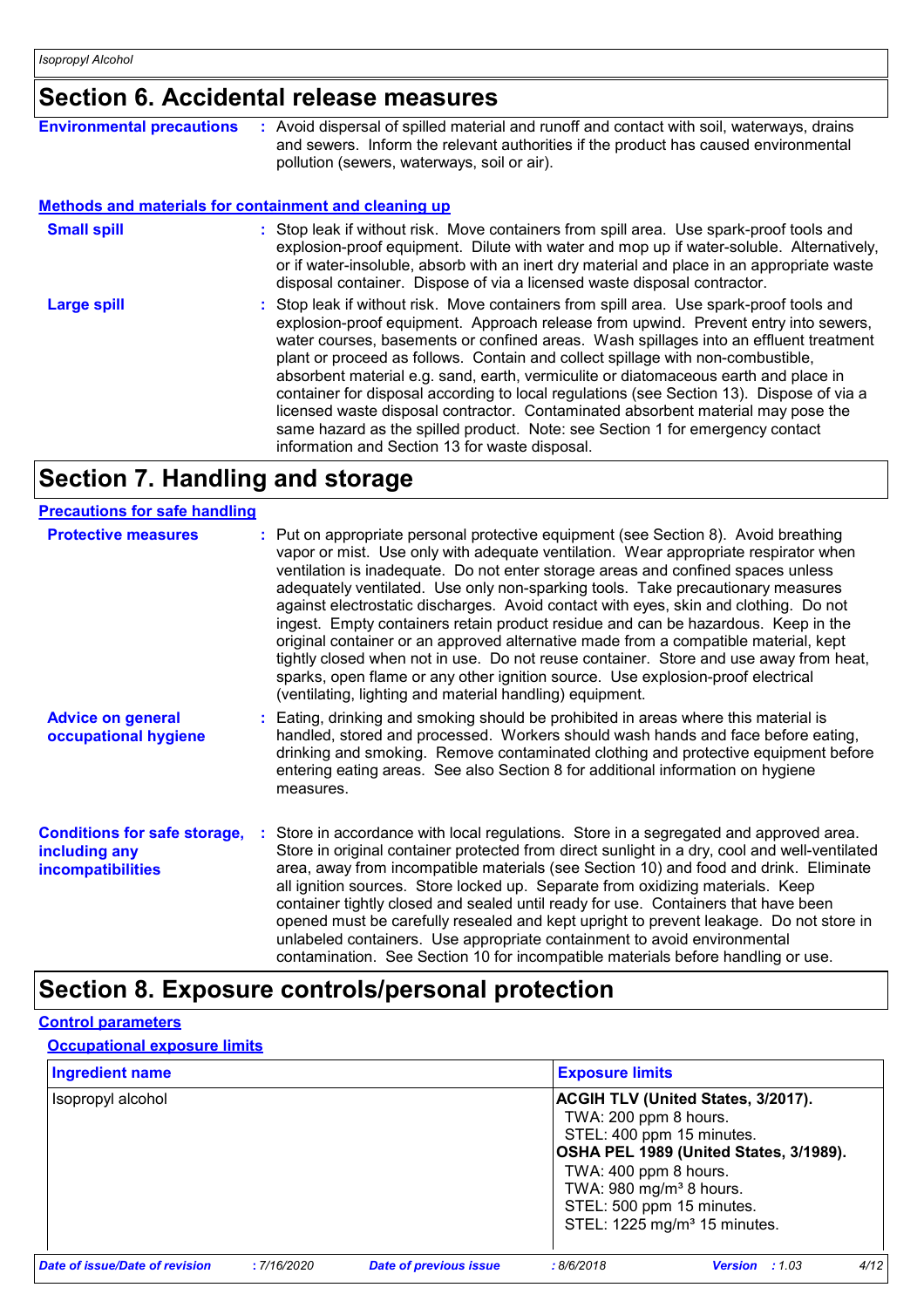## Section 6. Accidental release measures

**Environmental precautions** : Avoid dispersal of spilled material and runoff and contact with soil, waterways, drains and sewers. Inform the relevant authorities if the product has caused environmental pollution (sewers, waterways, soil or air).

### Methods and materials for containment and cleaning up

**Small spill** : Stop leak if without risk. Move containers from spill area. Use spark-proof tools and explosion-proof equipment. Dilute with water and mop up if water-soluble. Alternatively, or if water-insoluble, absorb with an inert dry material and place in an appropriate waste disposal container. Dispose of via a licensed waste disposal contractor.

**Large spill** : Stop leak if without risk. Move containers from spill area. Use spark-proof tools and explosion-proof equipment. Approach release from upwind. Prevent entry into sewers, water courses, basements or confined areas. Wash spillages into an effluent treatment plant or proceed as follows. Contain and collect spillage with non-combustible, absorbent material e.g. sand, earth, vermiculite or diatomaceous earth and place in container for disposal according to local regulations (see Section 13). Dispose of via a licensed waste disposal contractor. Contaminated absorbent material may pose the same hazard as the spilled product. Note: see Section 1 for emergency contact information and Section 13 for waste disposal.

## Section 7. Handling and storage

### Precautions for safe handling

**Protective measures** : Put on appropriate personal protective equipment (see Section 8). Avoid breathing vapor or mist. Use only with adequate ventilation. Wear appropriate respirator when ventilation is inadequate. Do not enter storage areas and confined spaces unless adequately ventilated. Use only non-sparking tools. Take precautionary measures against electrostatic discharges. Avoid contact with eyes, skin and clothing. Do not ingest. Empty containers retain product residue and can be hazardous. Keep in the original container or an approved alternative made from a compatible material, kept tightly closed when not in use. Do not reuse container. Store and use away from heat, sparks, open flame or any other ignition source. Use explosion-proof electrical (ventilating, lighting and material handling) equipment.

**Advice on general occupational hygiene** : Eating, drinking and smoking should be prohibited in areas where this material is handled, stored and processed. Workers should wash hands and face before eating, drinking and smoking. Remove contaminated clothing and protective equipment before entering eating areas. See also Section 8 for additional information on hygiene measures.

**Conditions for safe storage, including any incompatibilities** : Store in accordance with local regulations. Store in a segregated and approved area. Store in original container protected from direct sunlight in a dry, cool and well-ventilated area, away from incompatible materials (see Section 10) and food and drink. Eliminate all ignition sources. Store locked up. Separate from oxidizing materials. Keep container tightly closed and sealed until ready for use. Containers that have been opened must be carefully resealed and kept upright to prevent leakage. Do not store in unlabeled containers. Use appropriate containment to avoid environmental contamination. See Section 10 for incompatible materials before handling or use.

## Section 8. Exposure controls/personal protection

### Control parameters

#### Occupational exposure limits

| Ingredient name | Exposure limits |
|---|---|
| Isopropyl alcohol | **ACGIH TLV (United States, 3/2017).**<br>TWA: 200 ppm 8 hours.<br>STEL: 400 ppm 15 minutes.<br>**OSHA PEL 1989 (United States, 3/1989).**<br>TWA: 400 ppm 8 hours.<br>TWA: 980 mg/m³ 8 hours.<br>STEL: 500 ppm 15 minutes.<br>STEL: 1225 mg/m³ 15 minutes. |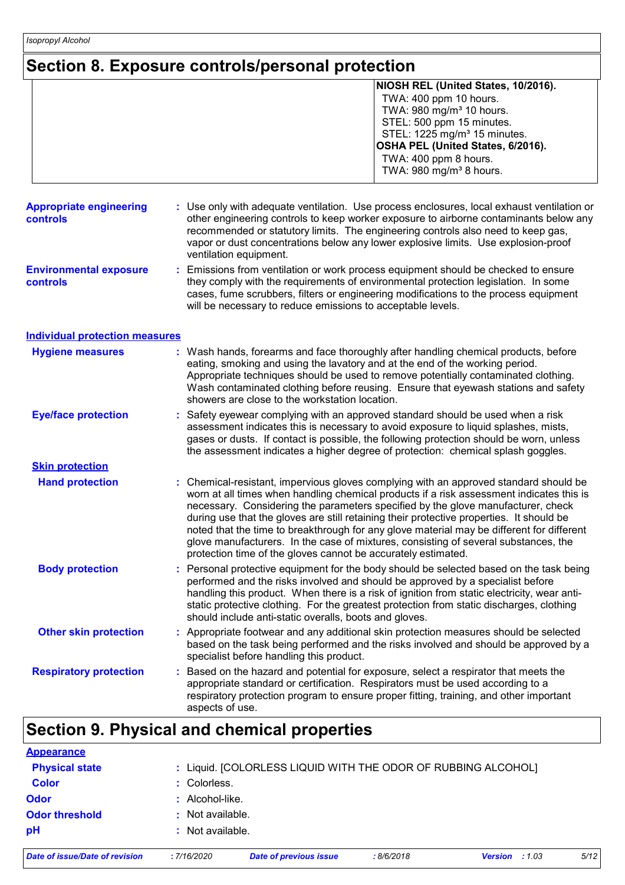# Section 8. Exposure controls/personal protection

| | |
|---|---|
| | **NIOSH REL (United States, 10/2016).**<br>TWA: 400 ppm 10 hours.<br>TWA: 980 mg/m³ 10 hours.<br>STEL: 500 ppm 15 minutes.<br>STEL: 1225 mg/m³ 15 minutes.<br>**OSHA PEL (United States, 6/2016).**<br>TWA: 400 ppm 8 hours.<br>TWA: 980 mg/m³ 8 hours. |

**Appropriate engineering controls** : Use only with adequate ventilation. Use process enclosures, local exhaust ventilation or other engineering controls to keep worker exposure to airborne contaminants below any recommended or statutory limits. The engineering controls also need to keep gas, vapor or dust concentrations below any lower explosive limits. Use explosion-proof ventilation equipment.

**Environmental exposure controls** : Emissions from ventilation or work process equipment should be checked to ensure they comply with the requirements of environmental protection legislation. In some cases, fume scrubbers, filters or engineering modifications to the process equipment will be necessary to reduce emissions to acceptable levels.

## Individual protection measures

**Hygiene measures** : Wash hands, forearms and face thoroughly after handling chemical products, before eating, smoking and using the lavatory and at the end of the working period. Appropriate techniques should be used to remove potentially contaminated clothing. Wash contaminated clothing before reusing. Ensure that eyewash stations and safety showers are close to the workstation location.

**Eye/face protection** : Safety eyewear complying with an approved standard should be used when a risk assessment indicates this is necessary to avoid exposure to liquid splashes, mists, gases or dusts. If contact is possible, the following protection should be worn, unless the assessment indicates a higher degree of protection: chemical splash goggles.

### Skin protection

**Hand protection** : Chemical-resistant, impervious gloves complying with an approved standard should be worn at all times when handling chemical products if a risk assessment indicates this is necessary. Considering the parameters specified by the glove manufacturer, check during use that the gloves are still retaining their protective properties. It should be noted that the time to breakthrough for any glove material may be different for different glove manufacturers. In the case of mixtures, consisting of several substances, the protection time of the gloves cannot be accurately estimated.

**Body protection** : Personal protective equipment for the body should be selected based on the task being performed and the risks involved and should be approved by a specialist before handling this product. When there is a risk of ignition from static electricity, wear anti-static protective clothing. For the greatest protection from static discharges, clothing should include anti-static overalls, boots and gloves.

**Other skin protection** : Appropriate footwear and any additional skin protection measures should be selected based on the task being performed and the risks involved and should be approved by a specialist before handling this product.

**Respiratory protection** : Based on the hazard and potential for exposure, select a respirator that meets the appropriate standard or certification. Respirators must be used according to a respiratory protection program to ensure proper fitting, training, and other important aspects of use.

# Section 9. Physical and chemical properties

## Appearance

**Physical state** : Liquid. [COLORLESS LIQUID WITH THE ODOR OF RUBBING ALCOHOL]

**Color** : Colorless.

**Odor** : Alcohol-like.

**Odor threshold** : Not available.

**pH** : Not available.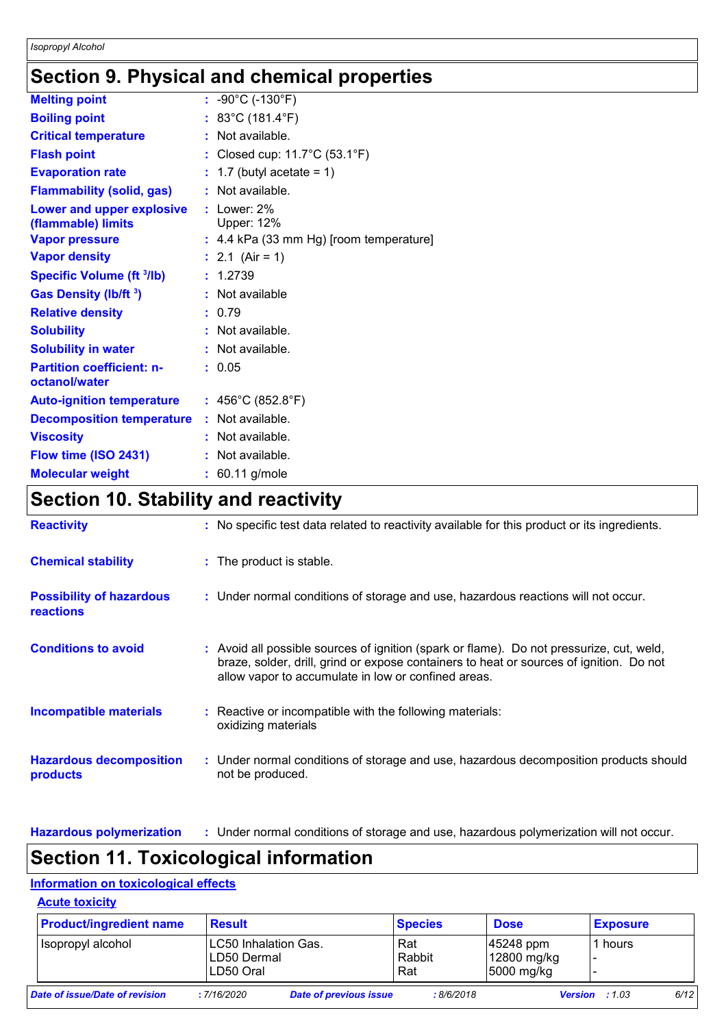# Section 9. Physical and chemical properties

| | |
|---|---|
| **Melting point** | : -90°C (-130°F) |
| **Boiling point** | : 83°C (181.4°F) |
| **Critical temperature** | : Not available. |
| **Flash point** | : Closed cup: 11.7°C (53.1°F) |
| **Evaporation rate** | : 1.7 (butyl acetate = 1) |
| **Flammability (solid, gas)** | : Not available. |
| **Lower and upper explosive (flammable) limits** | : Lower: 2% Upper: 12% |
| **Vapor pressure** | : 4.4 kPa (33 mm Hg) [room temperature] |
| **Vapor density** | : 2.1 (Air = 1) |
| **Specific Volume ($ft^3$/lb)** | : 1.2739 |
| **Gas Density (lb/$ft^3$)** | : Not available |
| **Relative density** | : 0.79 |
| **Solubility** | : Not available. |
| **Solubility in water** | : Not available. |
| **Partition coefficient: n-octanol/water** | : 0.05 |
| **Auto-ignition temperature** | : 456°C (852.8°F) |
| **Decomposition temperature** | : Not available. |
| **Viscosity** | : Not available. |
| **Flow time (ISO 2431)** | : Not available. |
| **Molecular weight** | : 60.11 g/mole |

# Section 10. Stability and reactivity

| | |
|---|---|
| **Reactivity** | : No specific test data related to reactivity available for this product or its ingredients. |
| **Chemical stability** | : The product is stable. |
| **Possibility of hazardous reactions** | : Under normal conditions of storage and use, hazardous reactions will not occur. |
| **Conditions to avoid** | : Avoid all possible sources of ignition (spark or flame). Do not pressurize, cut, weld, braze, solder, drill, grind or expose containers to heat or sources of ignition. Do not allow vapor to accumulate in low or confined areas. |
| **Incompatible materials** | : Reactive or incompatible with the following materials: oxidizing materials |
| **Hazardous decomposition products** | : Under normal conditions of storage and use, hazardous decomposition products should not be produced. |
| **Hazardous polymerization** | : Under normal conditions of storage and use, hazardous polymerization will not occur. |

# Section 11. Toxicological information

## Information on toxicological effects

### Acute toxicity

| Product/ingredient name | Result | Species | Dose | Exposure |
|---|---|---|---|---|
| Isopropyl alcohol | LC50 Inhalation Gas.<br>LD50 Dermal<br>LD50 Oral | Rat<br>Rabbit<br>Rat | 45248 ppm<br>12800 mg/kg<br>5000 mg/kg | 1 hours<br>-<br>- |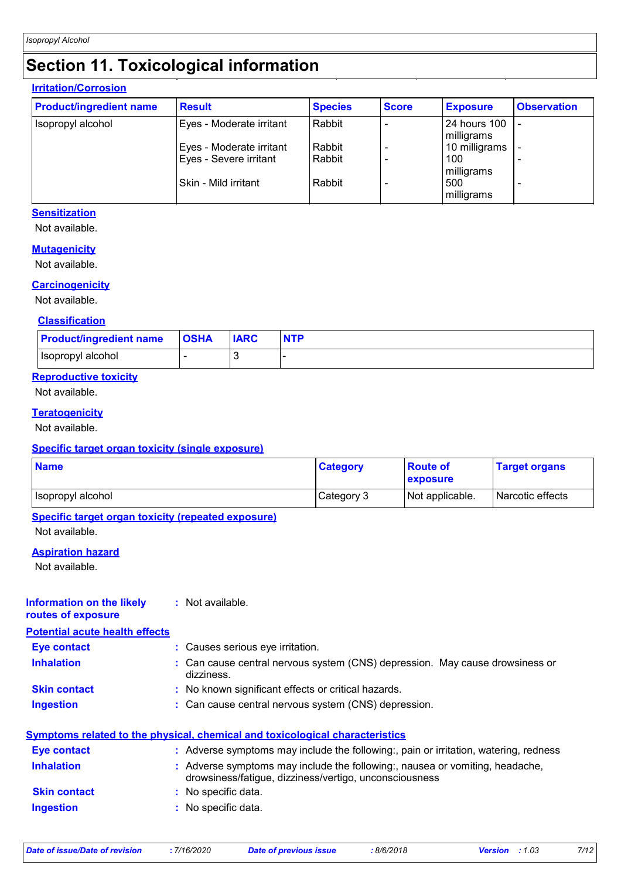# Section 11. Toxicological information

### Irritation/Corrosion

| Product/ingredient name | Result | Species | Score | Exposure | Observation |
|---|---|---|---|---|---|
| Isopropyl alcohol | Eyes - Moderate irritant | Rabbit | - | 24 hours 100 milligrams | - |
| | Eyes - Moderate irritant | Rabbit | - | 10 milligrams | - |
| | Eyes - Severe irritant | Rabbit | - | 100 milligrams | - |
| | Skin - Mild irritant | Rabbit | - | 500 milligrams | - |

### Sensitization

Not available.

### Mutagenicity

Not available.

### Carcinogenicity

Not available.

#### Classification

| Product/ingredient name | OSHA | IARC | NTP |
|---|---|---|---|
| Isopropyl alcohol | - | 3 | - |

### Reproductive toxicity

Not available.

### Teratogenicity

Not available.

### Specific target organ toxicity (single exposure)

| Name | Category | Route of exposure | Target organs |
|---|---|---|---|
| Isopropyl alcohol | Category 3 | Not applicable. | Narcotic effects |

### Specific target organ toxicity (repeated exposure)

Not available.

### Aspiration hazard

Not available.

**Information on the likely routes of exposure** : Not available.

### Potential acute health effects

**Eye contact** : Causes serious eye irritation.

**Inhalation** : Can cause central nervous system (CNS) depression. May cause drowsiness or dizziness.

**Skin contact** : No known significant effects or critical hazards.

**Ingestion** : Can cause central nervous system (CNS) depression.

### Symptoms related to the physical, chemical and toxicological characteristics

**Eye contact** : Adverse symptoms may include the following:, pain or irritation, watering, redness

**Inhalation** : Adverse symptoms may include the following:, nausea or vomiting, headache, drowsiness/fatigue, dizziness/vertigo, unconsciousness

**Skin contact** : No specific data.

**Ingestion** : No specific data.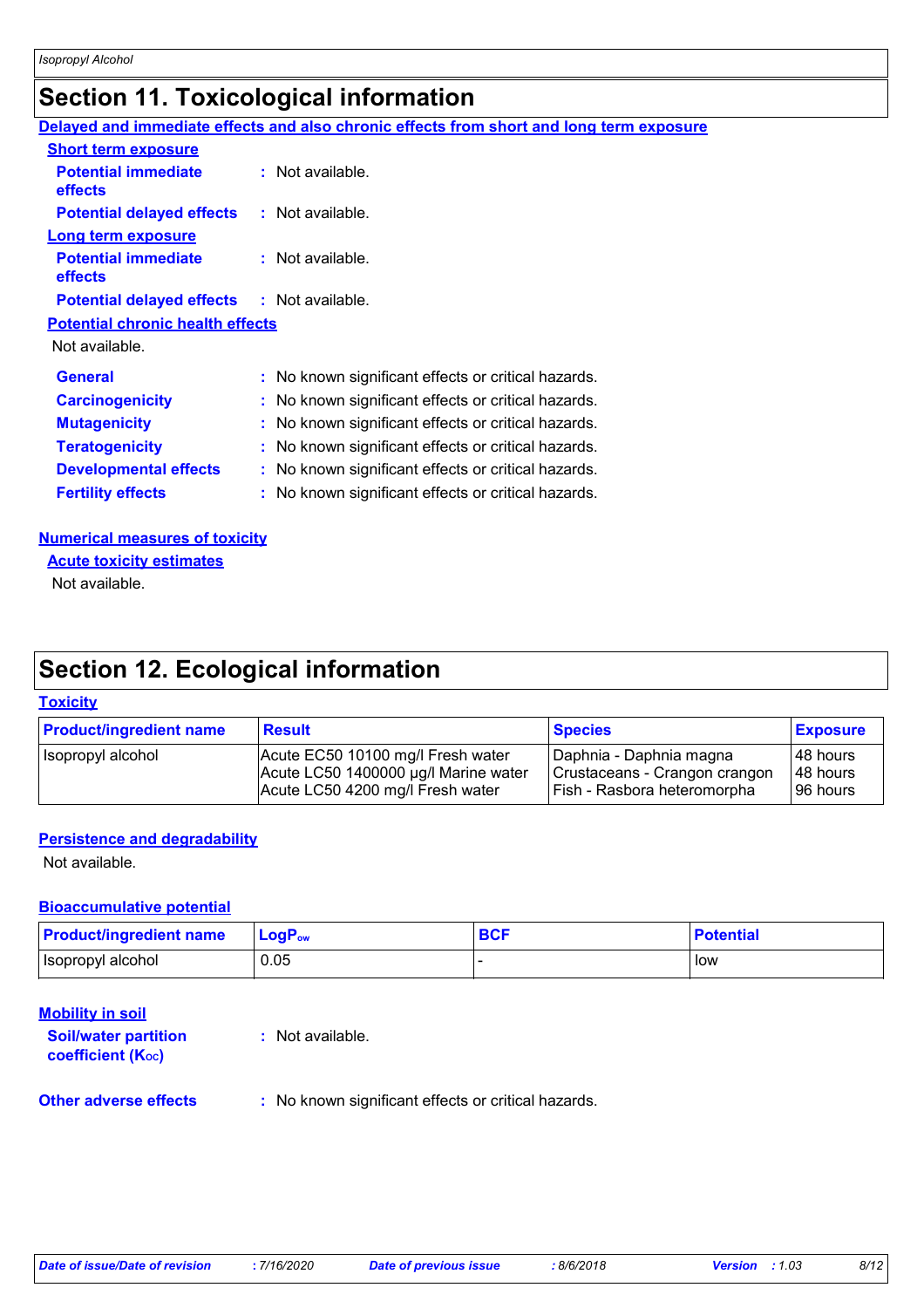# Section 11. Toxicological information

**Delayed and immediate effects and also chronic effects from short and long term exposure**

**Short term exposure**

**Potential immediate effects** : Not available.

**Potential delayed effects** : Not available.

**Long term exposure**

**Potential immediate effects** : Not available.

**Potential delayed effects** : Not available.

**Potential chronic health effects**

Not available.

**General** : No known significant effects or critical hazards.

**Carcinogenicity** : No known significant effects or critical hazards.

**Mutagenicity** : No known significant effects or critical hazards.

**Teratogenicity** : No known significant effects or critical hazards.

**Developmental effects** : No known significant effects or critical hazards.

**Fertility effects** : No known significant effects or critical hazards.

**Numerical measures of toxicity**

**Acute toxicity estimates**

Not available.

# Section 12. Ecological information

**Toxicity**

| Product/ingredient name | Result | Species | Exposure |
|---|---|---|---|
| Isopropyl alcohol | Acute EC50 10100 mg/l Fresh water<br>Acute LC50 1400000 µg/l Marine water<br>Acute LC50 4200 mg/l Fresh water | Daphnia - Daphnia magna<br>Crustaceans - Crangon crangon<br>Fish - Rasbora heteromorpha | 48 hours<br>48 hours<br>96 hours |

**Persistence and degradability**

Not available.

**Bioaccumulative potential**

| Product/ingredient name | $LogP_{ow}$ | BCF | Potential |
|---|---|---|---|
| Isopropyl alcohol | 0.05 | - | low |

**Mobility in soil**

**Soil/water partition coefficient ($K_{OC}$)** : Not available.

**Other adverse effects** : No known significant effects or critical hazards.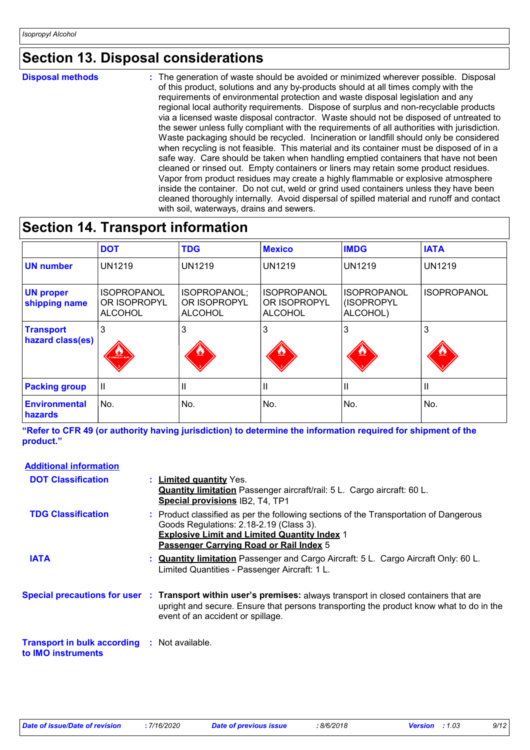## Section 13. Disposal considerations

**Disposal methods** : The generation of waste should be avoided or minimized wherever possible. Disposal of this product, solutions and any by-products should at all times comply with the requirements of environmental protection and waste disposal legislation and any regional local authority requirements. Dispose of surplus and non-recyclable products via a licensed waste disposal contractor. Waste should not be disposed of untreated to the sewer unless fully compliant with the requirements of all authorities with jurisdiction. Waste packaging should be recycled. Incineration or landfill should only be considered when recycling is not feasible. This material and its container must be disposed of in a safe way. Care should be taken when handling emptied containers that have not been cleaned or rinsed out. Empty containers or liners may retain some product residues. Vapor from product residues may create a highly flammable or explosive atmosphere inside the container. Do not cut, weld or grind used containers unless they have been cleaned thoroughly internally. Avoid dispersal of spilled material and runoff and contact with soil, waterways, drains and sewers.

## Section 14. Transport information

| | DOT | TDG | Mexico | IMDG | IATA |
|---|---|---|---|---|---|
| **UN number** | UN1219 | UN1219 | UN1219 | UN1219 | UN1219 |
| **UN proper shipping name** | ISOPROPANOL OR ISOPROPYL ALCOHOL | ISOPROPANOL; OR ISOPROPYL ALCOHOL | ISOPROPANOL OR ISOPROPYL ALCOHOL | ISOPROPANOL (ISOPROPYL ALCOHOL) | ISOPROPANOL |
| **Transport hazard class(es)** | 3 | 3 | 3 | 3 | 3 |
| **Packing group** | II | II | II | II | II |
| **Environmental hazards** | No. | No. | No. | No. | No. |

**"Refer to CFR 49 (or authority having jurisdiction) to determine the information required for shipment of the product."**

**Additional information**

**DOT Classification** : **Limited quantity** Yes.
**Quantity limitation** Passenger aircraft/rail: 5 L. Cargo aircraft: 60 L.
**Special provisions** IB2, T4, TP1

**TDG Classification** : Product classified as per the following sections of the Transportation of Dangerous Goods Regulations: 2.18-2.19 (Class 3).
**Explosive Limit and Limited Quantity Index** 1
**Passenger Carrying Road or Rail Index** 5

**IATA** : **Quantity limitation** Passenger and Cargo Aircraft: 5 L. Cargo Aircraft Only: 60 L. Limited Quantities - Passenger Aircraft: 1 L.

**Special precautions for user** : **Transport within user's premises:** always transport in closed containers that are upright and secure. Ensure that persons transporting the product know what to do in the event of an accident or spillage.

**Transport in bulk according to IMO instruments** : Not available.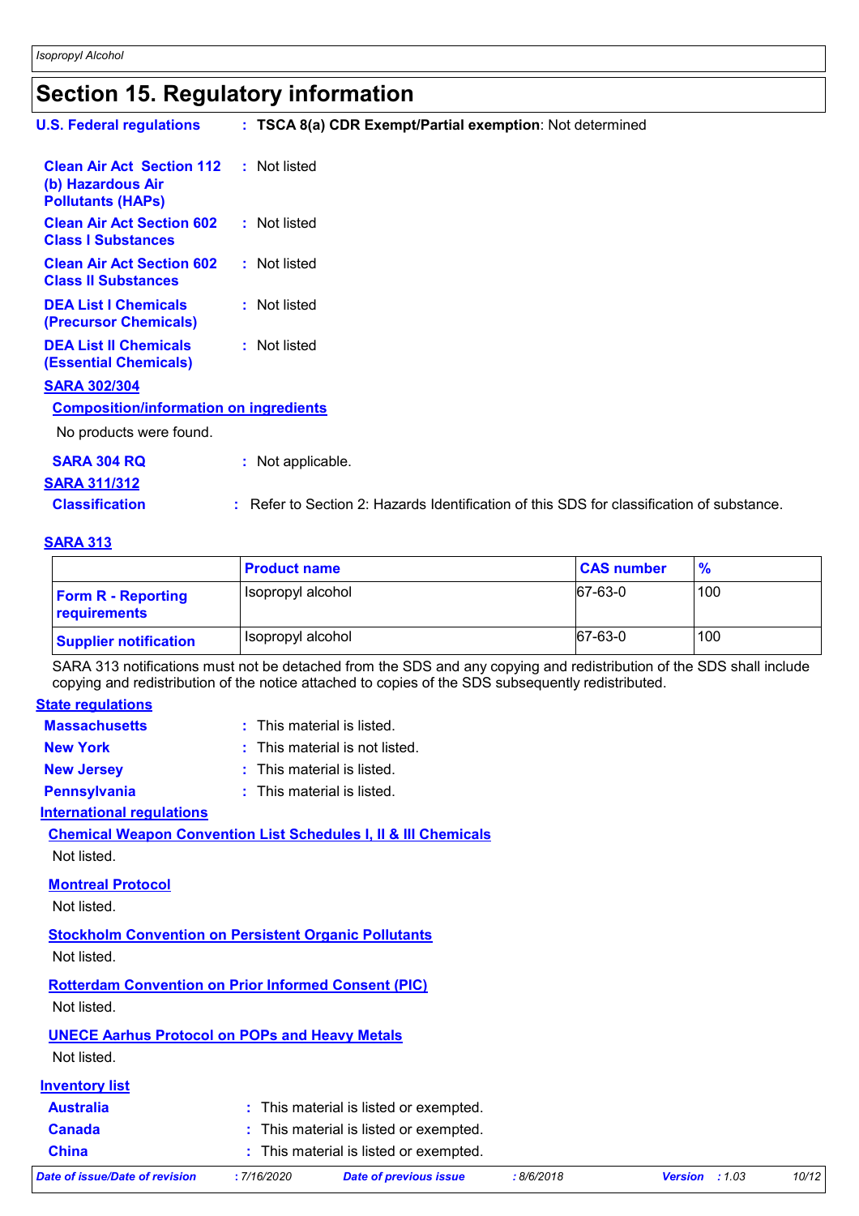# Section 15. Regulatory information

**U.S. Federal regulations** : **TSCA 8(a) CDR Exempt/Partial exemption**: Not determined

**Clean Air Act Section 112 (b) Hazardous Air Pollutants (HAPs)** : Not listed

**Clean Air Act Section 602 Class I Substances** : Not listed

**Clean Air Act Section 602 Class II Substances** : Not listed

**DEA List I Chemicals (Precursor Chemicals)** : Not listed

**DEA List II Chemicals (Essential Chemicals)** : Not listed

**SARA 302/304**

**Composition/information on ingredients**

No products were found.

**SARA 304 RQ** : Not applicable.

**SARA 311/312**

**Classification** : Refer to Section 2: Hazards Identification of this SDS for classification of substance.

**SARA 313**

| | Product name | CAS number | % |
|---|---|---|---|
| **Form R - Reporting requirements** | Isopropyl alcohol | 67-63-0 | 100 |
| **Supplier notification** | Isopropyl alcohol | 67-63-0 | 100 |

SARA 313 notifications must not be detached from the SDS and any copying and redistribution of the SDS shall include copying and redistribution of the notice attached to copies of the SDS subsequently redistributed.

**State regulations**

**Massachusetts** : This material is listed.

**New York** : This material is not listed.

**New Jersey** : This material is listed.

**Pennsylvania** : This material is listed.

**International regulations**

**Chemical Weapon Convention List Schedules I, II & III Chemicals**

Not listed.

**Montreal Protocol**

Not listed.

**Stockholm Convention on Persistent Organic Pollutants**

Not listed.

**Rotterdam Convention on Prior Informed Consent (PIC)**

Not listed.

**UNECE Aarhus Protocol on POPs and Heavy Metals**

Not listed.

**Inventory list**

**Australia** : This material is listed or exempted.

**Canada** : This material is listed or exempted.

**China** : This material is listed or exempted.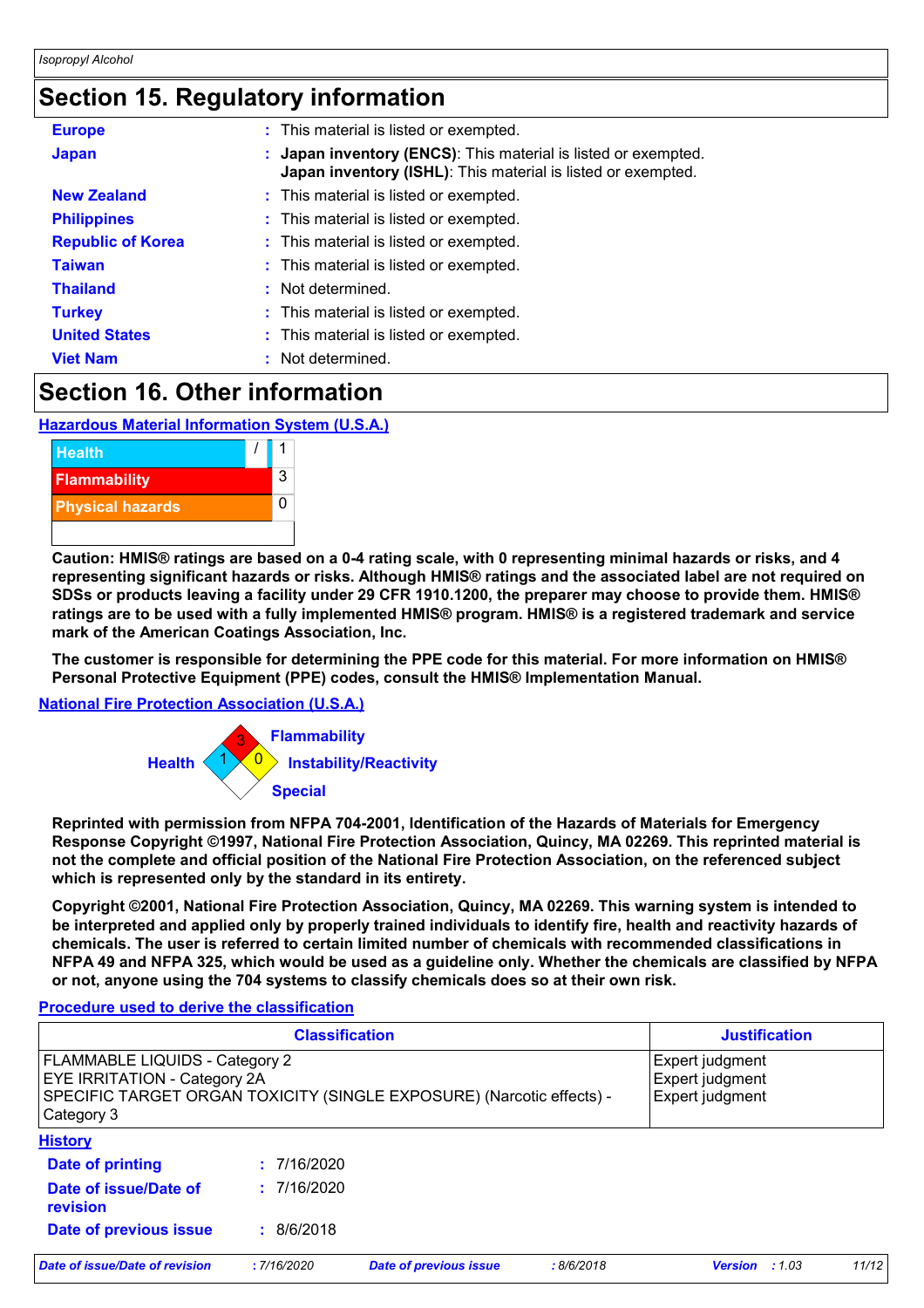## Section 15. Regulatory information

| | |
|---|---|
| **Europe** | : This material is listed or exempted. |
| **Japan** | : **Japan inventory (ENCS)**: This material is listed or exempted.<br>**Japan inventory (ISHL)**: This material is listed or exempted. |
| **New Zealand** | : This material is listed or exempted. |
| **Philippines** | : This material is listed or exempted. |
| **Republic of Korea** | : This material is listed or exempted. |
| **Taiwan** | : This material is listed or exempted. |
| **Thailand** | : Not determined. |
| **Turkey** | : This material is listed or exempted. |
| **United States** | : This material is listed or exempted. |
| **Viet Nam** | : Not determined. |

## Section 16. Other information

**Hazardous Material Information System (U.S.A.)**

| | |
|---|---|
| Health | / 1 |
| Flammability | 3 |
| Physical hazards | 0 |

**Caution: HMIS® ratings are based on a 0-4 rating scale, with 0 representing minimal hazards or risks, and 4 representing significant hazards or risks. Although HMIS® ratings and the associated label are not required on SDSs or products leaving a facility under 29 CFR 1910.1200, the preparer may choose to provide them. HMIS® ratings are to be used with a fully implemented HMIS® program. HMIS® is a registered trademark and service mark of the American Coatings Association, Inc.**

**The customer is responsible for determining the PPE code for this material. For more information on HMIS® Personal Protective Equipment (PPE) codes, consult the HMIS® Implementation Manual.**

**National Fire Protection Association (U.S.A.)**

Health: 1
Flammability: 3
Instability/Reactivity: 0
Special:

**Reprinted with permission from NFPA 704-2001, Identification of the Hazards of Materials for Emergency Response Copyright ©1997, National Fire Protection Association, Quincy, MA 02269. This reprinted material is not the complete and official position of the National Fire Protection Association, on the referenced subject which is represented only by the standard in its entirety.**

**Copyright ©2001, National Fire Protection Association, Quincy, MA 02269. This warning system is intended to be interpreted and applied only by properly trained individuals to identify fire, health and reactivity hazards of chemicals. The user is referred to certain limited number of chemicals with recommended classifications in NFPA 49 and NFPA 325, which would be used as a guideline only. Whether the chemicals are classified by NFPA or not, anyone using the 704 systems to classify chemicals does so at their own risk.**

**Procedure used to derive the classification**

| Classification | Justification |
|---|---|
| FLAMMABLE LIQUIDS - Category 2<br>EYE IRRITATION - Category 2A<br>SPECIFIC TARGET ORGAN TOXICITY (SINGLE EXPOSURE) (Narcotic effects) - Category 3 | Expert judgment<br>Expert judgment<br>Expert judgment |

**History**

| | |
|---|---|
| **Date of printing** | : 7/16/2020 |
| **Date of issue/Date of revision** | : 7/16/2020 |
| **Date of previous issue** | : 8/6/2018 |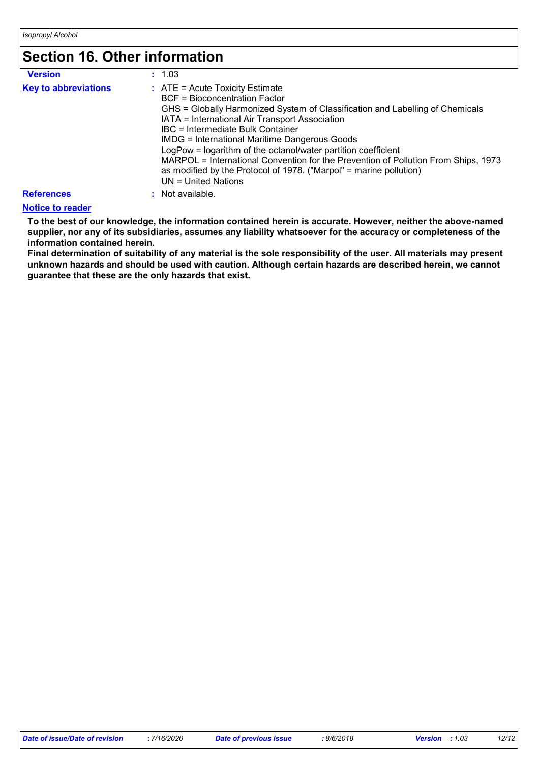# Section 16. Other information

| | |
|---|---|
| **Version** | : 1.03 |
| **Key to abbreviations** | : ATE = Acute Toxicity Estimate<br>BCF = Bioconcentration Factor<br>GHS = Globally Harmonized System of Classification and Labelling of Chemicals<br>IATA = International Air Transport Association<br>IBC = Intermediate Bulk Container<br>IMDG = International Maritime Dangerous Goods<br>LogPow = logarithm of the octanol/water partition coefficient<br>MARPOL = International Convention for the Prevention of Pollution From Ships, 1973 as modified by the Protocol of 1978. ("Marpol" = marine pollution)<br>UN = United Nations |
| **References** | : Not available. |

**Notice to reader**

**To the best of our knowledge, the information contained herein is accurate. However, neither the above-named supplier, nor any of its subsidiaries, assumes any liability whatsoever for the accuracy or completeness of the information contained herein.**

**Final determination of suitability of any material is the sole responsibility of the user. All materials may present unknown hazards and should be used with caution. Although certain hazards are described herein, we cannot guarantee that these are the only hazards that exist.**